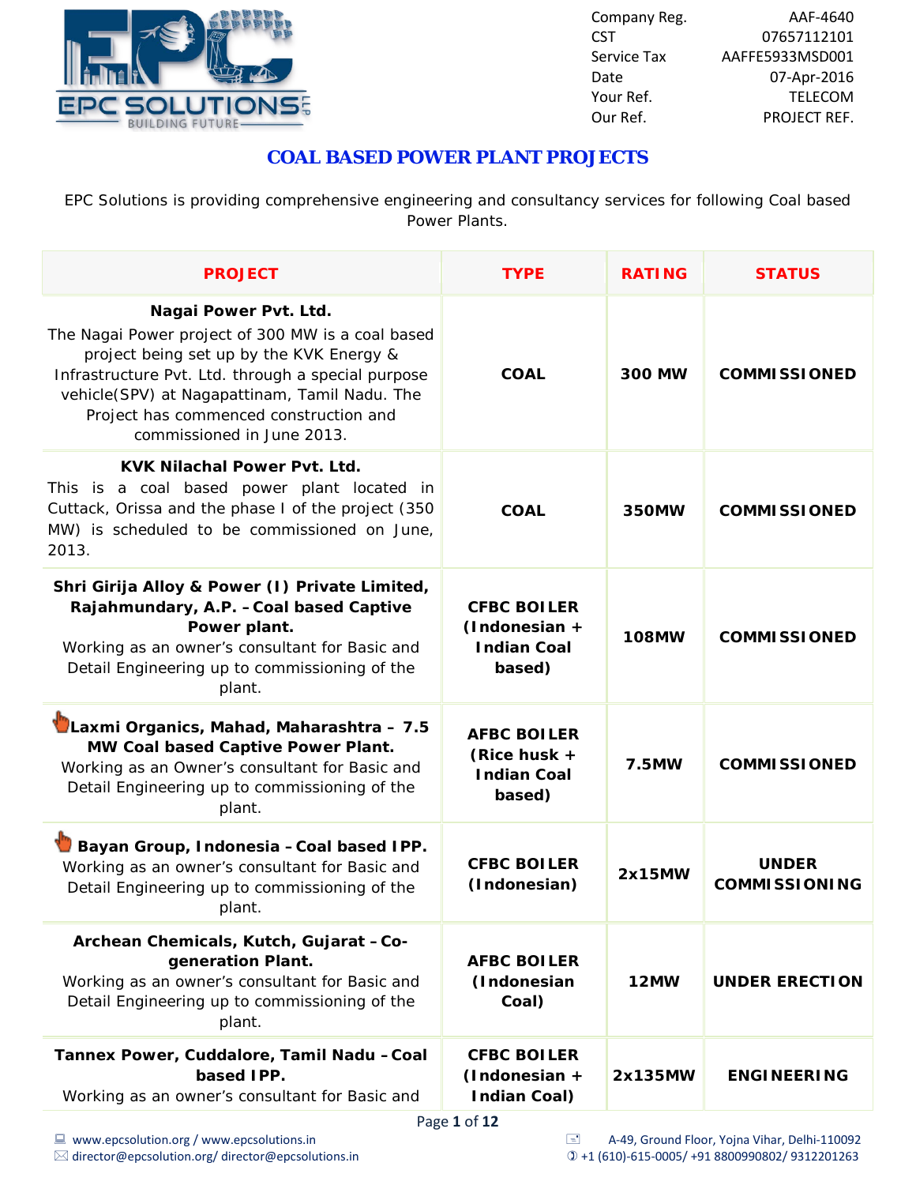| Company Reg. | AAF-4640 |
|---|---|
| CST | 07657112101 |
| Service Tax | AAFFE5933MSD001 |
| Date | 07-Apr-2016 |
| Your Ref. | TELECOM |
| Our Ref. | PROJECT REF. |

# COAL BASED POWER PLANT PROJECTS

EPC Solutions is providing comprehensive engineering and consultancy services for following Coal based Power Plants.

| PROJECT | TYPE | RATING | STATUS |
|---|---|---|---|
| **Nagai Power Pvt. Ltd.** The Nagai Power project of 300 MW is a coal based project being set up by the KVK Energy & Infrastructure Pvt. Ltd. through a special purpose vehicle(SPV) at Nagapattinam, Tamil Nadu. The Project has commenced construction and commissioned in June 2013. | **COAL** | **300 MW** | **COMMISSIONED** |
| **KVK Nilachal Power Pvt. Ltd.** This is a coal based power plant located in Cuttack, Orissa and the phase I of the project (350 MW) is scheduled to be commissioned on June, 2013. | **COAL** | **350MW** | **COMMISSIONED** |
| **Shri Girija Alloy & Power (I) Private Limited, Rajahmundary, A.P. – Coal based Captive Power plant.** Working as an owner's consultant for Basic and Detail Engineering up to commissioning of the plant. | **CFBC BOILER (Indonesian + Indian Coal based)** | **108MW** | **COMMISSIONED** |
| **Laxmi Organics, Mahad, Maharashtra – 7.5 MW Coal based Captive Power Plant.** Working as an Owner's consultant for Basic and Detail Engineering up to commissioning of the plant. | **AFBC BOILER (Rice husk + Indian Coal based)** | **7.5MW** | **COMMISSIONED** |
| **Bayan Group, Indonesia – Coal based IPP.** Working as an owner's consultant for Basic and Detail Engineering up to commissioning of the plant. | **CFBC BOILER (Indonesian)** | **2x15MW** | **UNDER COMMISSIONING** |
| **Archean Chemicals, Kutch, Gujarat – Co-generation Plant.** Working as an owner's consultant for Basic and Detail Engineering up to commissioning of the plant. | **AFBC BOILER (Indonesian Coal)** | **12MW** | **UNDER ERECTION** |
| **Tannex Power, Cuddalore, Tamil Nadu – Coal based IPP.** Working as an owner's consultant for Basic and | **CFBC BOILER (Indonesian + Indian Coal)** | **2x135MW** | **ENGINEERING** |

www.epcsolution.org / www.epcsolutions.in
director@epcsolution.org/ director@epcsolutions.in
A-49, Ground Floor, Yojna Vihar, Delhi-110092
+1 (610)-615-0005/ +91 8800990802/ 9312201263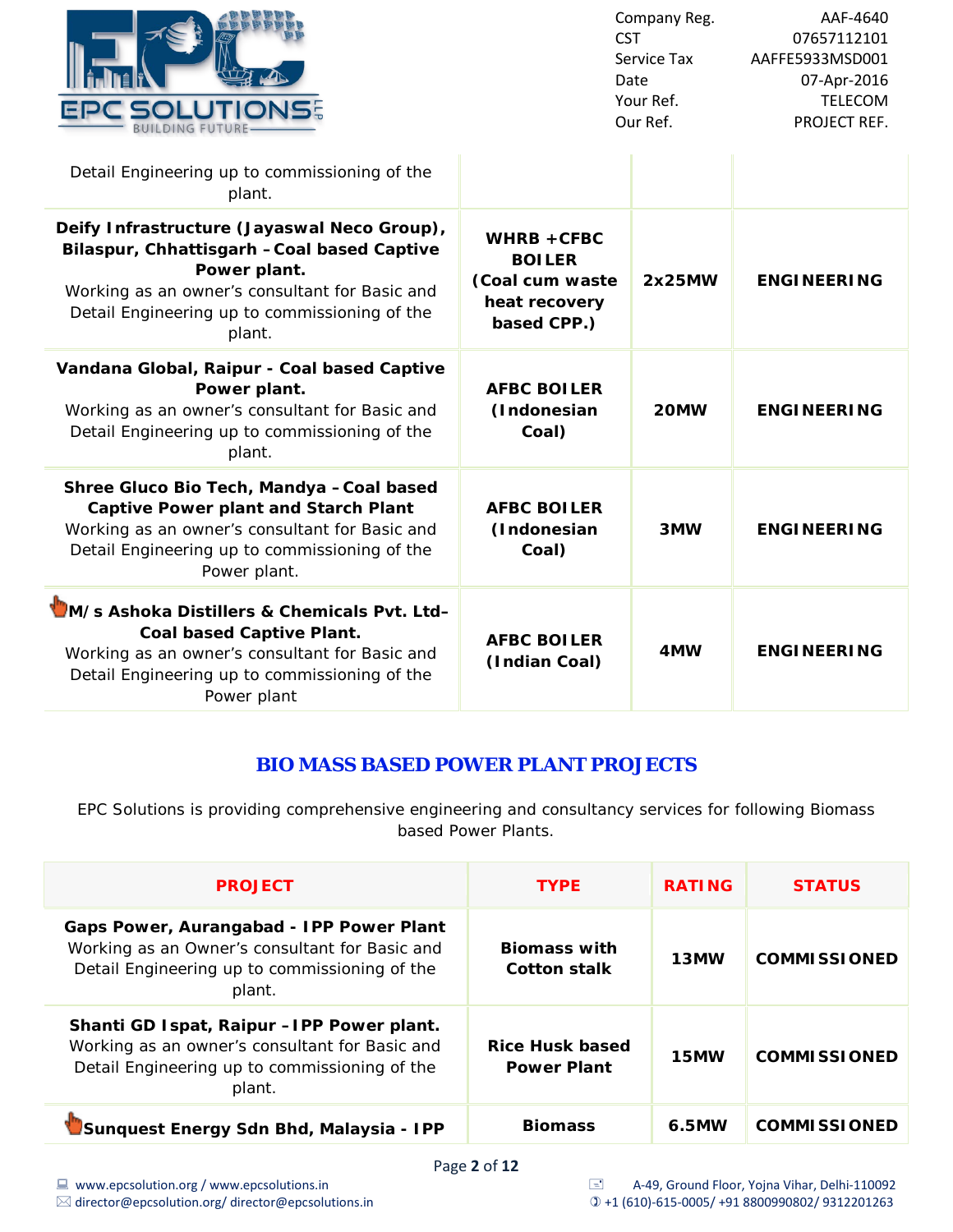| | | | |
|---|---|---|---|
| Detail Engineering up to commissioning of the plant. | | | |
| **Deify Infrastructure (Jayaswal Neco Group), Bilaspur, Chhattisgarh – Coal based Captive Power plant.** Working as an owner's consultant for Basic and Detail Engineering up to commissioning of the plant. | **WHRB +CFBC BOILER (Coal cum waste heat recovery based CPP.)** | **2x25MW** | **ENGINEERING** |
| **Vandana Global, Raipur - Coal based Captive Power plant.** Working as an owner's consultant for Basic and Detail Engineering up to commissioning of the plant. | **AFBC BOILER (Indonesian Coal)** | **20MW** | **ENGINEERING** |
| **Shree Gluco Bio Tech, Mandya – Coal based Captive Power plant and Starch Plant** Working as an owner's consultant for Basic and Detail Engineering up to commissioning of the Power plant. | **AFBC BOILER (Indonesian Coal)** | **3MW** | **ENGINEERING** |
| **M/s Ashoka Distillers & Chemicals Pvt. Ltd– Coal based Captive Plant.** Working as an owner's consultant for Basic and Detail Engineering up to commissioning of the Power plant | **AFBC BOILER (Indian Coal)** | **4MW** | **ENGINEERING** |

## BIO MASS BASED POWER PLANT PROJECTS

EPC Solutions is providing comprehensive engineering and consultancy services for following Biomass based Power Plants.

| PROJECT | TYPE | RATING | STATUS |
|---|---|---|---|
| **Gaps Power, Aurangabad - IPP Power Plant** Working as an Owner's consultant for Basic and Detail Engineering up to commissioning of the plant. | **Biomass with Cotton stalk** | **13MW** | **COMMISSIONED** |
| **Shanti GD Ispat, Raipur – IPP Power plant.** Working as an owner's consultant for Basic and Detail Engineering up to commissioning of the plant. | **Rice Husk based Power Plant** | **15MW** | **COMMISSIONED** |
| **Sunquest Energy Sdn Bhd, Malaysia - IPP** | **Biomass** | **6.5MW** | **COMMISSIONED** |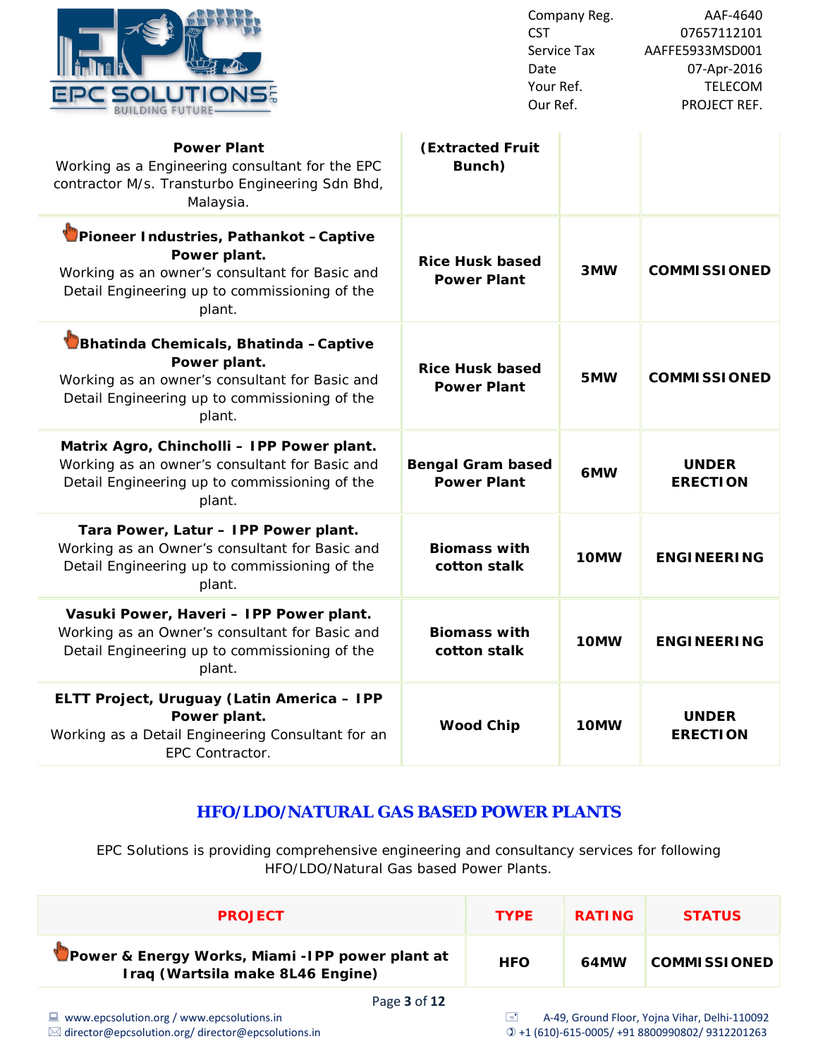| | | | |
|---|---|---|---|
| **Power Plant** Working as a Engineering consultant for the EPC contractor M/s. Transturbo Engineering Sdn Bhd, Malaysia. | **(Extracted Fruit Bunch)** | | |
| **Pioneer Industries, Pathankot – Captive Power plant.** Working as an owner's consultant for Basic and Detail Engineering up to commissioning of the plant. | **Rice Husk based Power Plant** | **3MW** | **COMMISSIONED** |
| **Bhatinda Chemicals, Bhatinda – Captive Power plant.** Working as an owner's consultant for Basic and Detail Engineering up to commissioning of the plant. | **Rice Husk based Power Plant** | **5MW** | **COMMISSIONED** |
| **Matrix Agro, Chincholli – IPP Power plant.** Working as an owner's consultant for Basic and Detail Engineering up to commissioning of the plant. | **Bengal Gram based Power Plant** | **6MW** | **UNDER ERECTION** |
| **Tara Power, Latur – IPP Power plant.** Working as an Owner's consultant for Basic and Detail Engineering up to commissioning of the plant. | **Biomass with cotton stalk** | **10MW** | **ENGINEERING** |
| **Vasuki Power, Haveri – IPP Power plant.** Working as an Owner's consultant for Basic and Detail Engineering up to commissioning of the plant. | **Biomass with cotton stalk** | **10MW** | **ENGINEERING** |
| **ELTT Project, Uruguay (Latin America – IPP Power plant.** Working as a Detail Engineering Consultant for an EPC Contractor. | **Wood Chip** | **10MW** | **UNDER ERECTION** |

## HFO/LDO/NATURAL GAS BASED POWER PLANTS

EPC Solutions is providing comprehensive engineering and consultancy services for following HFO/LDO/Natural Gas based Power Plants.

| PROJECT | TYPE | RATING | STATUS |
|---|---|---|---|
| **Power & Energy Works, Miami -IPP power plant at Iraq (Wartsila make 8L46 Engine)** | **HFO** | **64MW** | **COMMISSIONED** |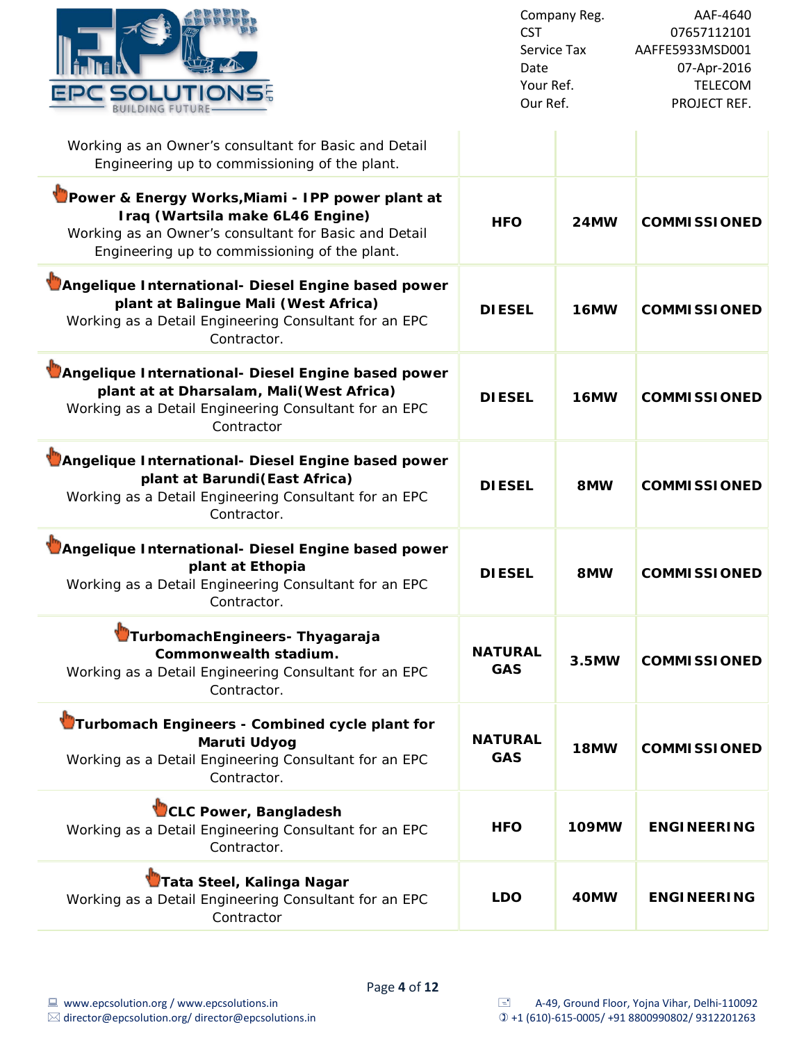| | | | |
|---|---|---|---|
| Working as an Owner's consultant for Basic and Detail Engineering up to commissioning of the plant. | | | |
| **Power & Energy Works,Miami - IPP power plant at Iraq (Wartsila make 6L46 Engine)** Working as an Owner's consultant for Basic and Detail Engineering up to commissioning of the plant. | **HFO** | **24MW** | **COMMISSIONED** |
| **Angelique International- Diesel Engine based power plant at Balingue Mali (West Africa)** Working as a Detail Engineering Consultant for an EPC Contractor. | **DIESEL** | **16MW** | **COMMISSIONED** |
| **Angelique International- Diesel Engine based power plant at at Dharsalam, Mali(West Africa)** Working as a Detail Engineering Consultant for an EPC Contractor | **DIESEL** | **16MW** | **COMMISSIONED** |
| **Angelique International- Diesel Engine based power plant at Barundi(East Africa)** Working as a Detail Engineering Consultant for an EPC Contractor. | **DIESEL** | **8MW** | **COMMISSIONED** |
| **Angelique International- Diesel Engine based power plant at Ethopia** Working as a Detail Engineering Consultant for an EPC Contractor. | **DIESEL** | **8MW** | **COMMISSIONED** |
| **TurbomachEngineers- Thyagaraja Commonwealth stadium.** Working as a Detail Engineering Consultant for an EPC Contractor. | **NATURAL GAS** | **3.5MW** | **COMMISSIONED** |
| **Turbomach Engineers - Combined cycle plant for Maruti Udyog** Working as a Detail Engineering Consultant for an EPC Contractor. | **NATURAL GAS** | **18MW** | **COMMISSIONED** |
| **CLC Power, Bangladesh** Working as a Detail Engineering Consultant for an EPC Contractor. | **HFO** | **109MW** | **ENGINEERING** |
| **Tata Steel, Kalinga Nagar** Working as a Detail Engineering Consultant for an EPC Contractor | **LDO** | **40MW** | **ENGINEERING** |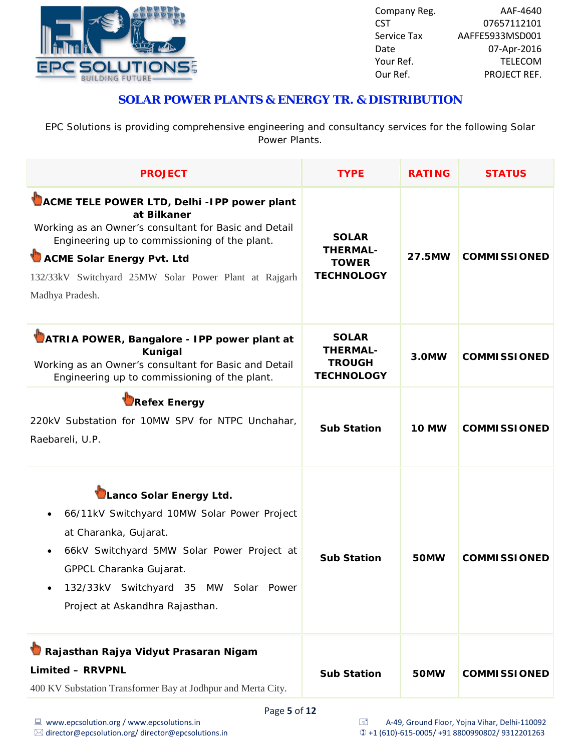| Company Reg. | AAF-4640 |
|---|---|
| CST | 07657112101 |
| Service Tax | AAFFE5933MSD001 |
| Date | 07-Apr-2016 |
| Your Ref. | TELECOM |
| Our Ref. | PROJECT REF. |

## SOLAR POWER PLANTS & ENERGY TR. & DISTRIBUTION

EPC Solutions is providing comprehensive engineering and consultancy services for the following Solar Power Plants.

| PROJECT | TYPE | RATING | STATUS |
|---|---|---|---|
| **ACME TELE POWER LTD, Delhi -IPP power plant at Bilkaner**<br>Working as an Owner's consultant for Basic and Detail Engineering up to commissioning of the plant.<br>**ACME Solar Energy Pvt. Ltd**<br>132/33kV Switchyard 25MW Solar Power Plant at Rajgarh Madhya Pradesh. | **SOLAR THERMAL-TOWER TECHNOLOGY** | **27.5MW** | **COMMISSIONED** |
| **ATRIA POWER, Bangalore - IPP power plant at Kunigal**<br>Working as an Owner's consultant for Basic and Detail Engineering up to commissioning of the plant. | **SOLAR THERMAL-TROUGH TECHNOLOGY** | **3.0MW** | **COMMISSIONED** |
| **Refex Energy**<br>220kV Substation for 10MW SPV for NTPC Unchahar, Raebareli, U.P. | **Sub Station** | **10 MW** | **COMMISSIONED** |
| **Lanco Solar Energy Ltd.**<br>• 66/11kV Switchyard 10MW Solar Power Project at Charanka, Gujarat.<br>• 66kV Switchyard 5MW Solar Power Project at GPPCL Charanka Gujarat.<br>• 132/33kV Switchyard 35 MW Solar Power Project at Askandhra Rajasthan. | **Sub Station** | **50MW** | **COMMISSIONED** |
| **Rajasthan Rajya Vidyut Prasaran Nigam Limited – RRVPNL**<br>400 KV Substation Transformer Bay at Jodhpur and Merta City. | **Sub Station** | **50MW** | **COMMISSIONED** |

www.epcsolution.org / www.epcsolutions.in
director@epcsolution.org/ director@epcsolutions.in

A-49, Ground Floor, Yojna Vihar, Delhi-110092
+1 (610)-615-0005/ +91 8800990802/ 9312201263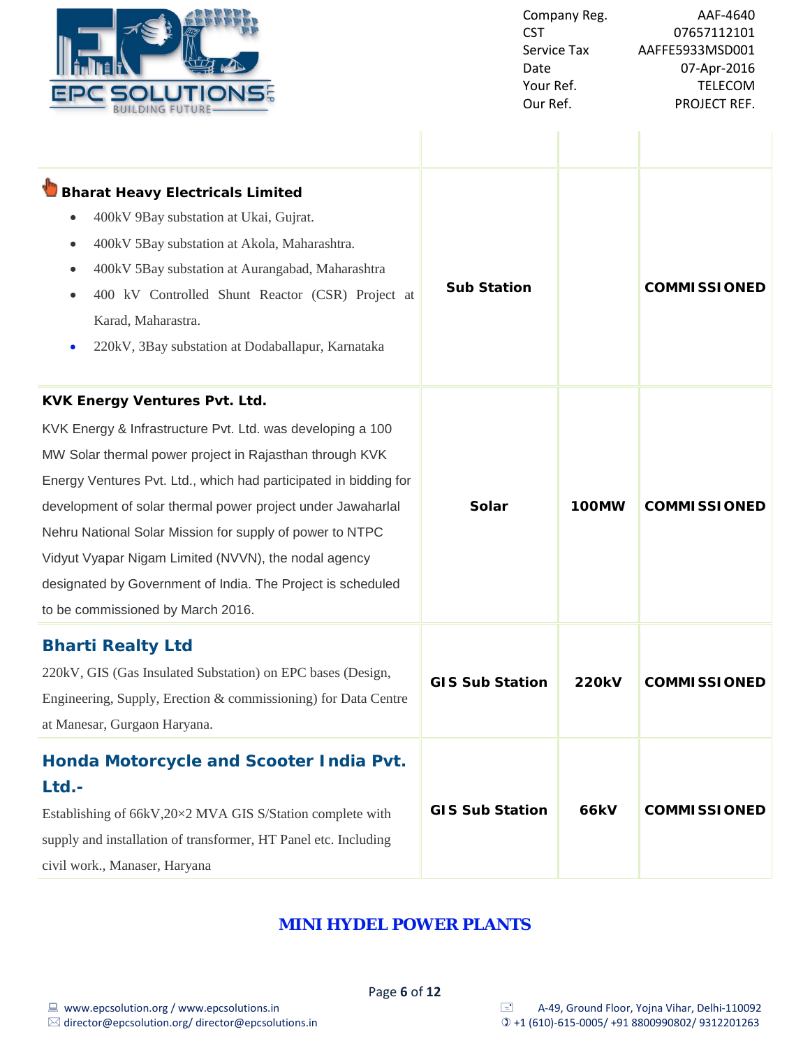| | | | |
|---|---|---|---|
| **Bharat Heavy Electricals Limited**<br>• 400kV 9Bay substation at Ukai, Gujrat.<br>• 400kV 5Bay substation at Akola, Maharashtra.<br>• 400kV 5Bay substation at Aurangabad, Maharashtra<br>• 400 kV Controlled Shunt Reactor (CSR) Project at Karad, Maharastra.<br>• 220kV, 3Bay substation at Dodaballapur, Karnataka | **Sub Station** | | **COMMISSIONED** |
| **KVK Energy Ventures Pvt. Ltd.**<br>KVK Energy & Infrastructure Pvt. Ltd. was developing a 100 MW Solar thermal power project in Rajasthan through KVK Energy Ventures Pvt. Ltd., which had participated in bidding for development of solar thermal power project under Jawaharlal Nehru National Solar Mission for supply of power to NTPC Vidyut Vyapar Nigam Limited (NVVN), the nodal agency designated by Government of India. The Project is scheduled to be commissioned by March 2016. | **Solar** | **100MW** | **COMMISSIONED** |
| **Bharti Realty Ltd**<br>220kV, GIS (Gas Insulated Substation) on EPC bases (Design, Engineering, Supply, Erection & commissioning) for Data Centre at Manesar, Gurgaon Haryana. | **GIS Sub Station** | **220kV** | **COMMISSIONED** |
| **Honda Motorcycle and Scooter India Pvt. Ltd.-**<br>Establishing of 66kV,20×2 MVA GIS S/Station complete with supply and installation of transformer, HT Panel etc. Including civil work., Manaser, Haryana | **GIS Sub Station** | **66kV** | **COMMISSIONED** |

## MINI HYDEL POWER PLANTS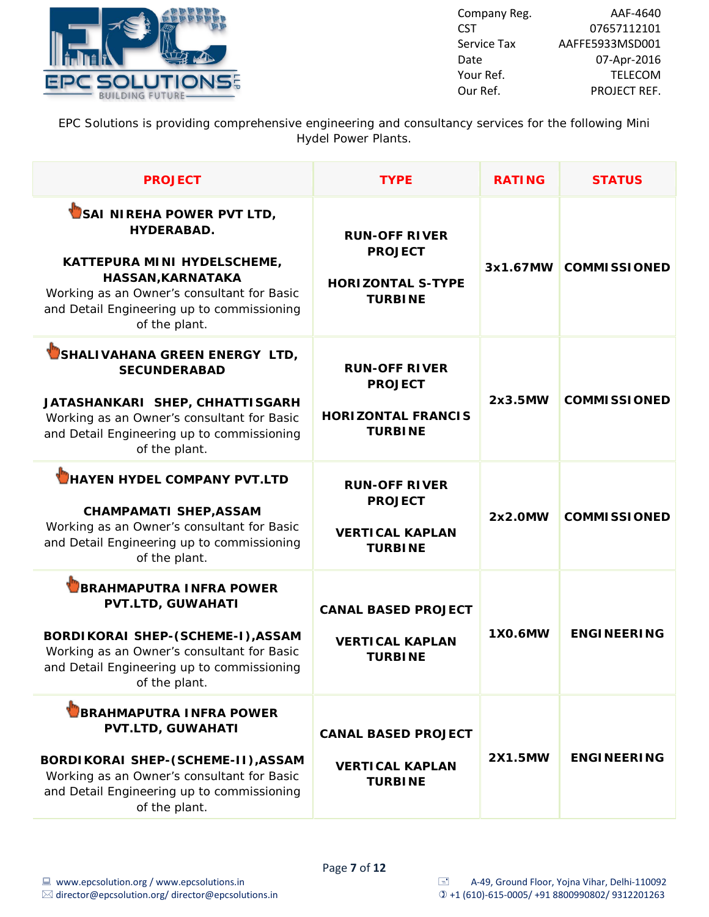| Company Reg. | AAF-4640 |
|---|---|
| CST | 07657112101 |
| Service Tax | AAFFE5933MSD001 |
| Date | 07-Apr-2016 |
| Your Ref. | TELECOM |
| Our Ref. | PROJECT REF. |

EPC Solutions is providing comprehensive engineering and consultancy services for the following Mini Hydel Power Plants.

| PROJECT | TYPE | RATING | STATUS |
|---|---|---|---|
| **SAI NIREHA POWER PVT LTD, HYDERABAD.**<br><br>**KATTEPURA MINI HYDELSCHEME, HASSAN,KARNATAKA**<br>Working as an Owner's consultant for Basic and Detail Engineering up to commissioning of the plant. | **RUN-OFF RIVER PROJECT**<br><br>**HORIZONTAL S-TYPE TURBINE** | **3x1.67MW** | **COMMISSIONED** |
| **SHALIVAHANA GREEN ENERGY LTD, SECUNDERABAD**<br><br>**JATASHANKARI SHEP, CHHATTISGARH**<br>Working as an Owner's consultant for Basic and Detail Engineering up to commissioning of the plant. | **RUN-OFF RIVER PROJECT**<br><br>**HORIZONTAL FRANCIS TURBINE** | **2x3.5MW** | **COMMISSIONED** |
| **HAYEN HYDEL COMPANY PVT.LTD**<br><br>**CHAMPAMATI SHEP,ASSAM**<br>Working as an Owner's consultant for Basic and Detail Engineering up to commissioning of the plant. | **RUN-OFF RIVER PROJECT**<br><br>**VERTICAL KAPLAN TURBINE** | **2x2.0MW** | **COMMISSIONED** |
| **BRAHMAPUTRA INFRA POWER PVT.LTD, GUWAHATI**<br><br>**BORDIKORAI SHEP-(SCHEME-I),ASSAM**<br>Working as an Owner's consultant for Basic and Detail Engineering up to commissioning of the plant. | **CANAL BASED PROJECT**<br><br>**VERTICAL KAPLAN TURBINE** | **1X0.6MW** | **ENGINEERING** |
| **BRAHMAPUTRA INFRA POWER PVT.LTD, GUWAHATI**<br><br>**BORDIKORAI SHEP-(SCHEME-II),ASSAM**<br>Working as an Owner's consultant for Basic and Detail Engineering up to commissioning of the plant. | **CANAL BASED PROJECT**<br><br>**VERTICAL KAPLAN TURBINE** | **2X1.5MW** | **ENGINEERING** |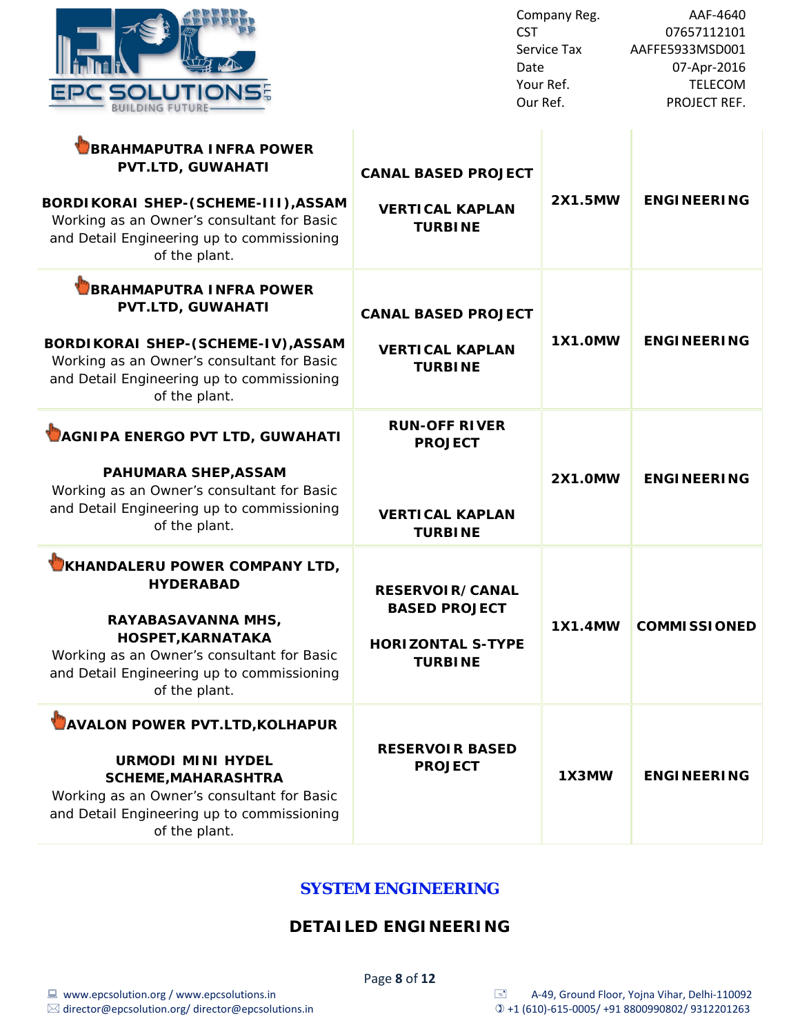| | | | |
|---|---|---|---|
| **BRAHMAPUTRA INFRA POWER PVT.LTD, GUWAHATI**<br><br>**BORDIKORAI SHEP-(SCHEME-III),ASSAM**<br>Working as an Owner's consultant for Basic and Detail Engineering up to commissioning of the plant. | **CANAL BASED PROJECT**<br><br>**VERTICAL KAPLAN TURBINE** | **2X1.5MW** | **ENGINEERING** |
| **BRAHMAPUTRA INFRA POWER PVT.LTD, GUWAHATI**<br><br>**BORDIKORAI SHEP-(SCHEME-IV),ASSAM**<br>Working as an Owner's consultant for Basic and Detail Engineering up to commissioning of the plant. | **CANAL BASED PROJECT**<br><br>**VERTICAL KAPLAN TURBINE** | **1X1.0MW** | **ENGINEERING** |
| **AGNIPA ENERGO PVT LTD, GUWAHATI**<br><br>**PAHUMARA SHEP,ASSAM**<br>Working as an Owner's consultant for Basic and Detail Engineering up to commissioning of the plant. | **RUN-OFF RIVER PROJECT**<br><br>**VERTICAL KAPLAN TURBINE** | **2X1.0MW** | **ENGINEERING** |
| **KHANDALERU POWER COMPANY LTD, HYDERABAD**<br><br>**RAYABASAVANNA MHS, HOSPET,KARNATAKA**<br>Working as an Owner's consultant for Basic and Detail Engineering up to commissioning of the plant. | **RESERVOIR/CANAL BASED PROJECT**<br><br>**HORIZONTAL S-TYPE TURBINE** | **1X1.4MW** | **COMMISSIONED** |
| **AVALON POWER PVT.LTD,KOLHAPUR**<br><br>**URMODI MINI HYDEL SCHEME,MAHARASHTRA**<br>Working as an Owner's consultant for Basic and Detail Engineering up to commissioning of the plant. | **RESERVOIR BASED PROJECT** | **1X3MW** | **ENGINEERING** |

## SYSTEM ENGINEERING

## DETAILED ENGINEERING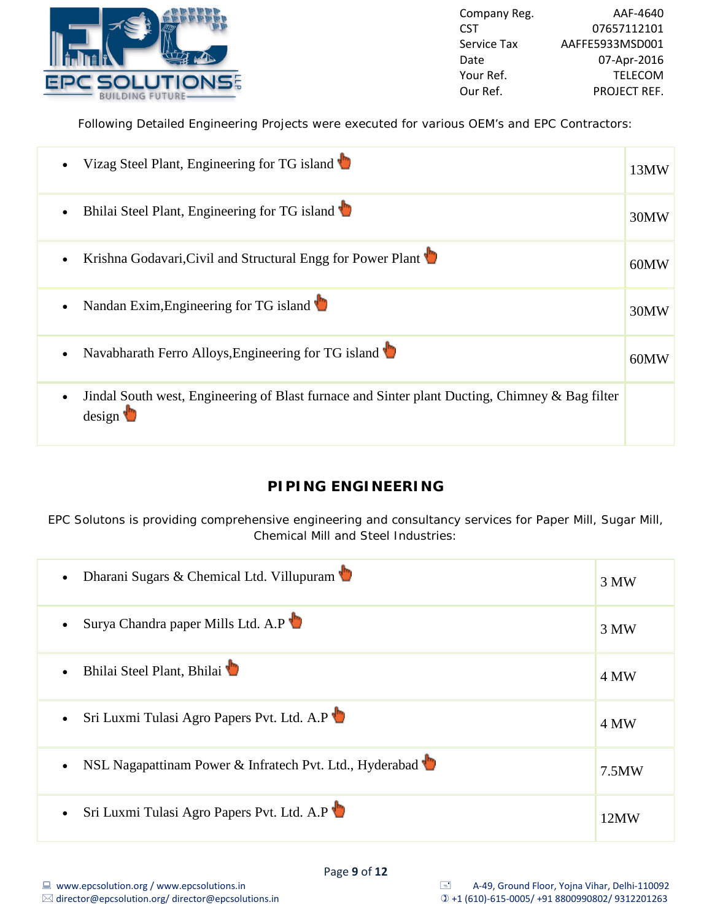Company Reg. AAF-4640
CST 07657112101
Service Tax AAFFE5933MSD001
Date 07-Apr-2016
Your Ref. TELECOM
Our Ref. PROJECT REF.

Following Detailed Engineering Projects were executed for various OEM's and EPC Contractors:

| Project | Capacity |
|---|---|
| • Vizag Steel Plant, Engineering for TG island | 13MW |
| • Bhilai Steel Plant, Engineering for TG island | 30MW |
| • Krishna Godavari,Civil and Structural Engg for Power Plant | 60MW |
| • Nandan Exim,Engineering for TG island | 30MW |
| • Navabharath Ferro Alloys,Engineering for TG island | 60MW |
| • Jindal South west, Engineering of Blast furnace and Sinter plant Ducting, Chimney & Bag filter design | |

## PIPING ENGINEERING

EPC Solutons is providing comprehensive engineering and consultancy services for Paper Mill, Sugar Mill, Chemical Mill and Steel Industries:

| Project | Capacity |
|---|---|
| • Dharani Sugars & Chemical Ltd. Villupuram | 3 MW |
| • Surya Chandra paper Mills Ltd. A.P | 3 MW |
| • Bhilai Steel Plant, Bhilai | 4 MW |
| • Sri Luxmi Tulasi Agro Papers Pvt. Ltd. A.P | 4 MW |
| • NSL Nagapattinam Power & Infratech Pvt. Ltd., Hyderabad | 7.5MW |
| • Sri Luxmi Tulasi Agro Papers Pvt. Ltd. A.P | 12MW |

www.epcsolution.org / www.epcsolutions.in
director@epcsolution.org/ director@epcsolutions.in
A-49, Ground Floor, Yojna Vihar, Delhi-110092
+1 (610)-615-0005/ +91 8800990802/ 9312201263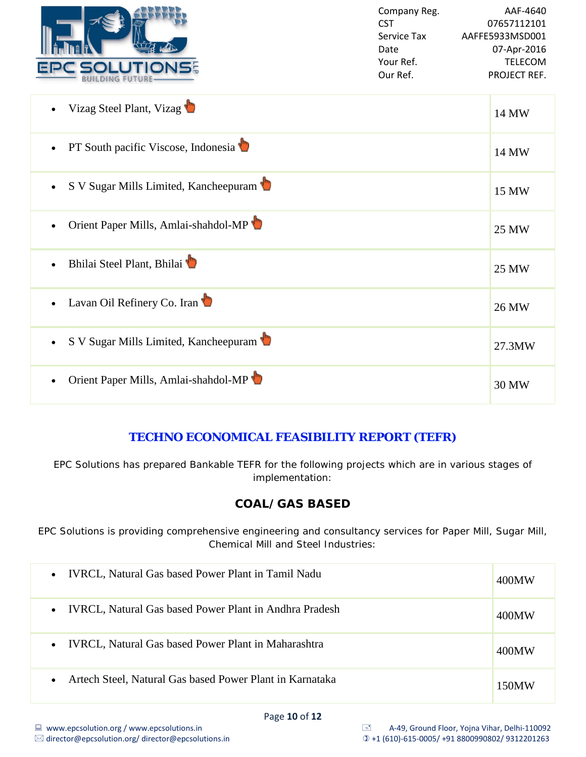| | |
|---|---|
| • Vizag Steel Plant, Vizag | 14 MW |
| • PT South pacific Viscose, Indonesia | 14 MW |
| • S V Sugar Mills Limited, Kancheepuram | 15 MW |
| • Orient Paper Mills, Amlai-shahdol-MP | 25 MW |
| • Bhilai Steel Plant, Bhilai | 25 MW |
| • Lavan Oil Refinery Co. Iran | 26 MW |
| • S V Sugar Mills Limited, Kancheepuram | 27.3MW |
| • Orient Paper Mills, Amlai-shahdol-MP | 30 MW |

## TECHNO ECONOMICAL FEASIBILITY REPORT (TEFR)

EPC Solutions has prepared Bankable TEFR for the following projects which are in various stages of implementation:

### COAL/ GAS BASED

EPC Solutions is providing comprehensive engineering and consultancy services for Paper Mill, Sugar Mill, Chemical Mill and Steel Industries:

| | |
|---|---|
| • IVRCL, Natural Gas based Power Plant in Tamil Nadu | 400MW |
| • IVRCL, Natural Gas based Power Plant in Andhra Pradesh | 400MW |
| • IVRCL, Natural Gas based Power Plant in Maharashtra | 400MW |
| • Artech Steel, Natural Gas based Power Plant in Karnataka | 150MW |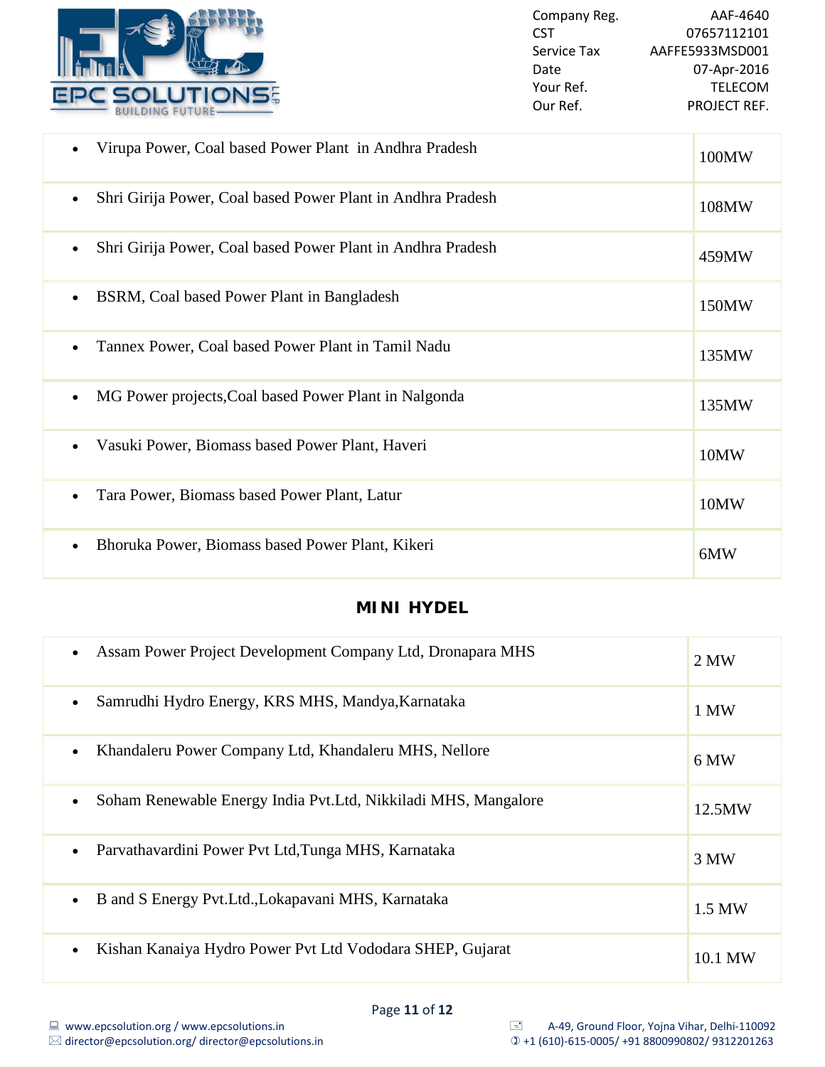| Company Reg. | AAF-4640 |
|---|---|
| CST | 07657112101 |
| Service Tax | AAFFE5933MSD001 |
| Date | 07-Apr-2016 |
| Your Ref. | TELECOM |
| Our Ref. | PROJECT REF. |

| Project | Capacity |
|---|---|
| • Virupa Power, Coal based Power Plant in Andhra Pradesh | 100MW |
| • Shri Girija Power, Coal based Power Plant in Andhra Pradesh | 108MW |
| • Shri Girija Power, Coal based Power Plant in Andhra Pradesh | 459MW |
| • BSRM, Coal based Power Plant in Bangladesh | 150MW |
| • Tannex Power, Coal based Power Plant in Tamil Nadu | 135MW |
| • MG Power projects,Coal based Power Plant in Nalgonda | 135MW |
| • Vasuki Power, Biomass based Power Plant, Haveri | 10MW |
| • Tara Power, Biomass based Power Plant, Latur | 10MW |
| • Bhoruka Power, Biomass based Power Plant, Kikeri | 6MW |

## MINI HYDEL

| Project | Capacity |
|---|---|
| • Assam Power Project Development Company Ltd, Dronapara MHS | 2 MW |
| • Samrudhi Hydro Energy, KRS MHS, Mandya,Karnataka | 1 MW |
| • Khandaleru Power Company Ltd, Khandaleru MHS, Nellore | 6 MW |
| • Soham Renewable Energy India Pvt.Ltd, Nikkiladi MHS, Mangalore | 12.5MW |
| • Parvathavardini Power Pvt Ltd,Tunga MHS, Karnataka | 3 MW |
| • B and S Energy Pvt.Ltd.,Lokapavani MHS, Karnataka | 1.5 MW |
| • Kishan Kanaiya Hydro Power Pvt Ltd Vododara SHEP, Gujarat | 10.1 MW |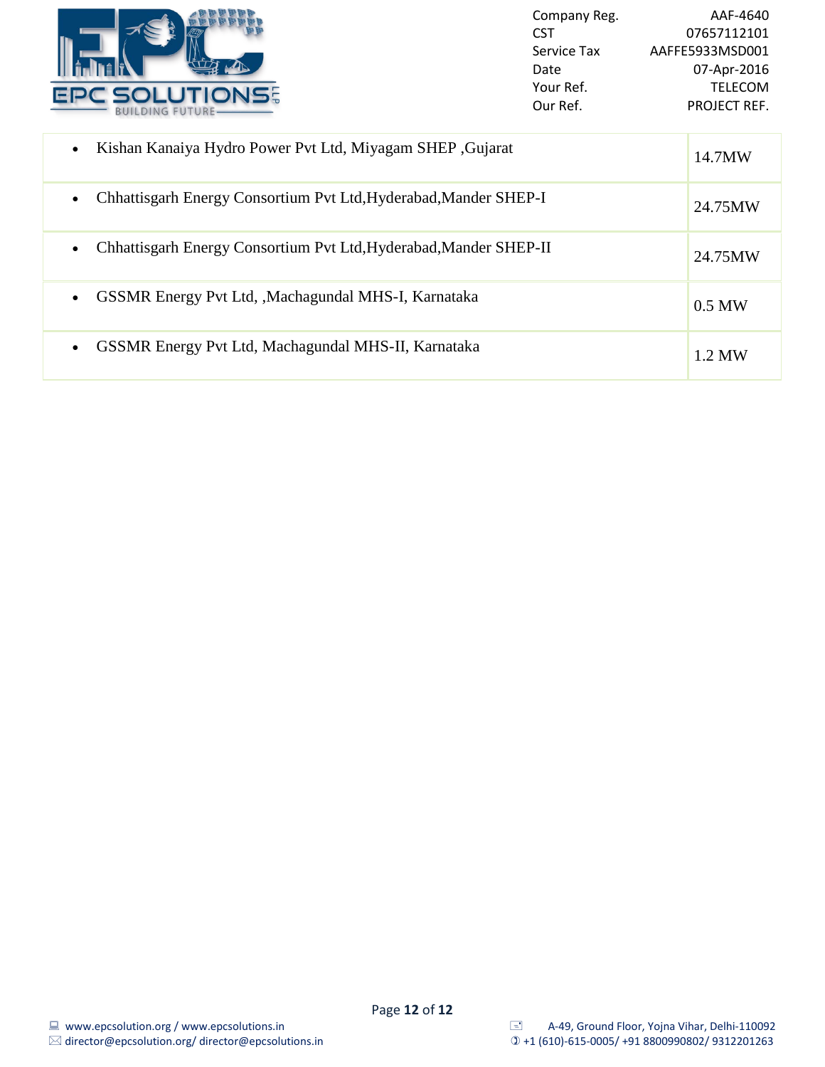| | |
|---|---|
| • Kishan Kanaiya Hydro Power Pvt Ltd, Miyagam SHEP ,Gujarat | 14.7MW |
| • Chhattisgarh Energy Consortium Pvt Ltd,Hyderabad,Mander SHEP-I | 24.75MW |
| • Chhattisgarh Energy Consortium Pvt Ltd,Hyderabad,Mander SHEP-II | 24.75MW |
| • GSSMR Energy Pvt Ltd, ,Machagundal MHS-I, Karnataka | 0.5 MW |
| • GSSMR Energy Pvt Ltd, Machagundal MHS-II, Karnataka | 1.2 MW |